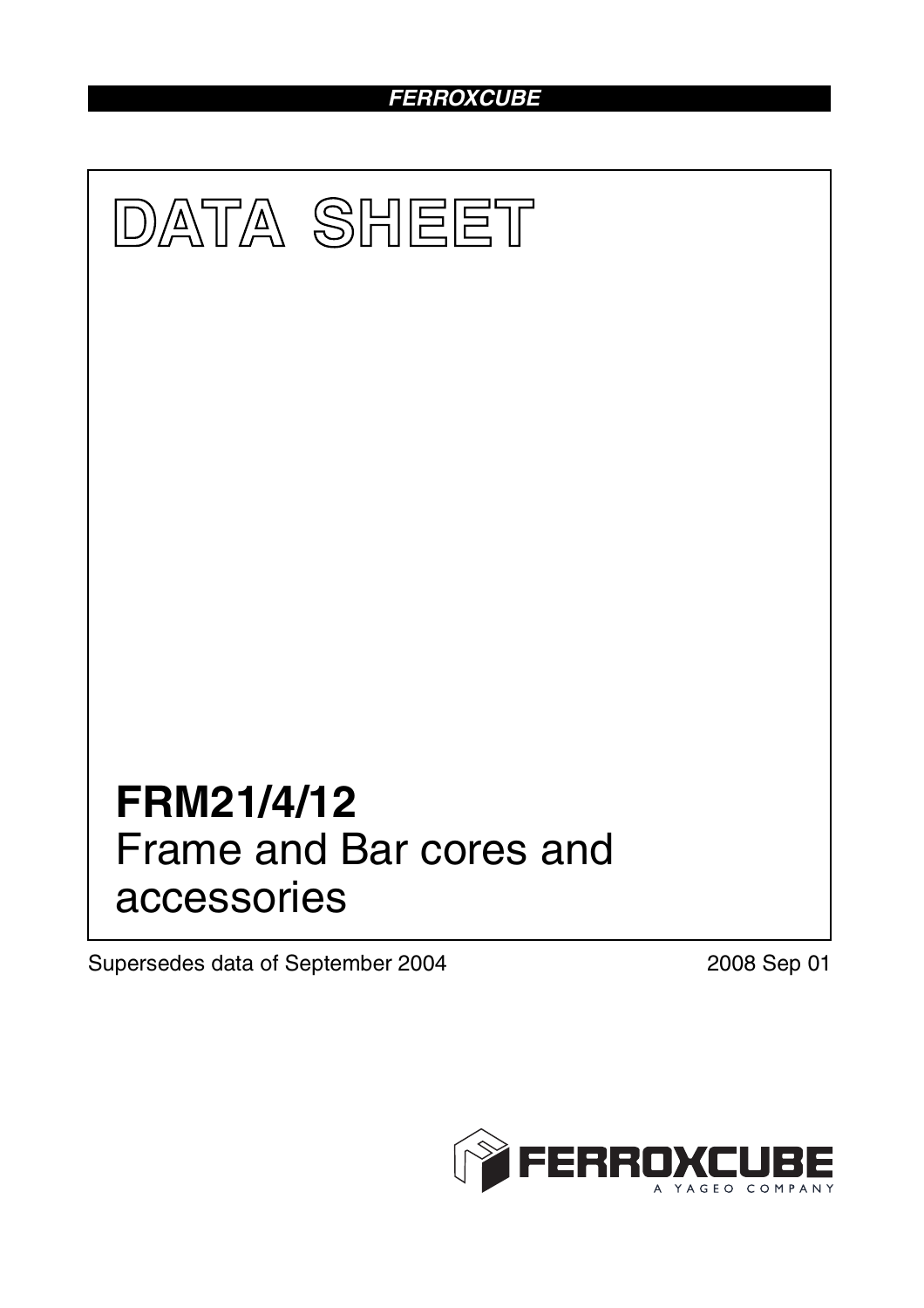# DATA SHEET

## FRM21/4/12
Frame and Bar cores and accessories

Supersedes data of September 2004

2008 Sep 01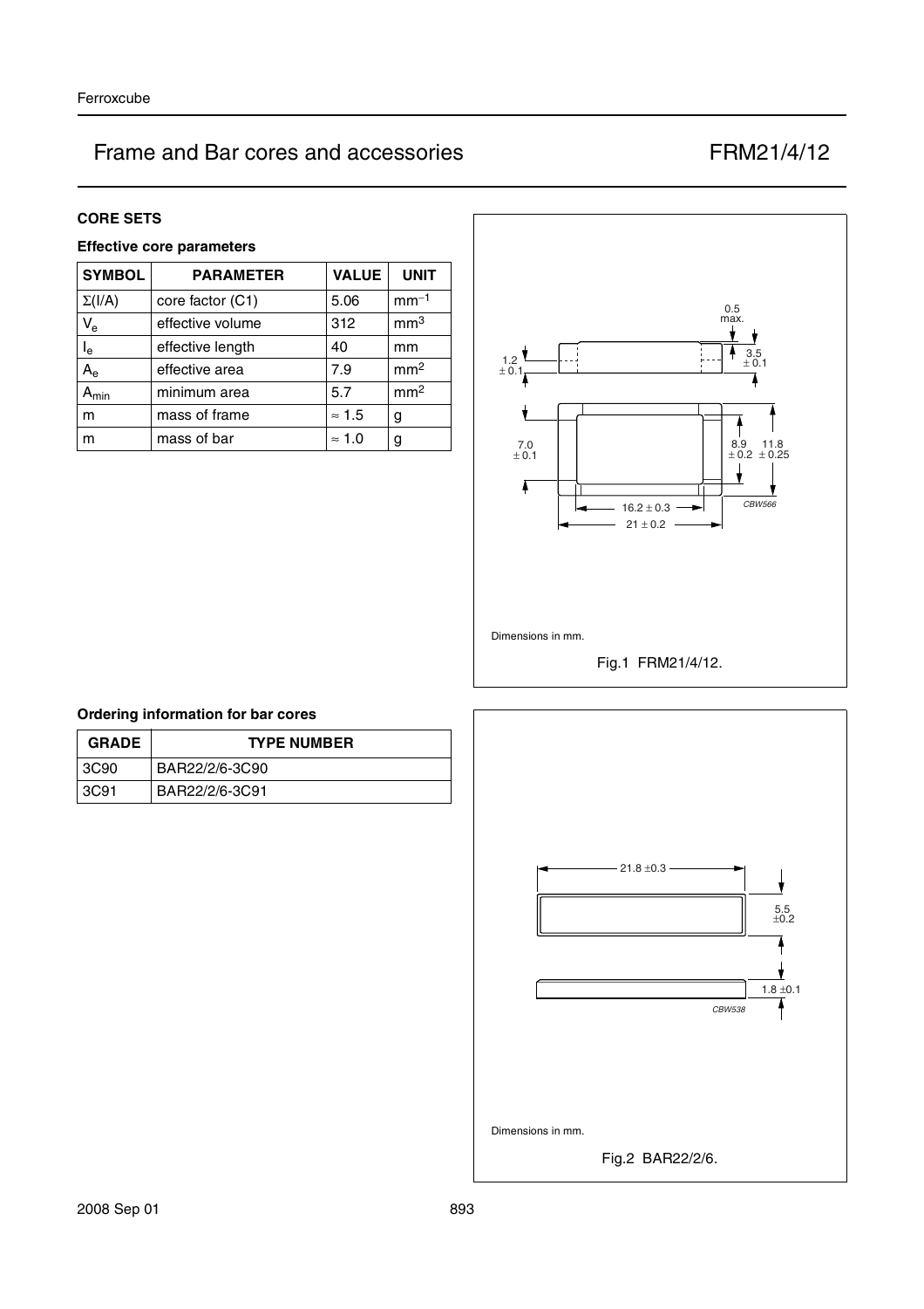# Frame and Bar cores and accessories FRM21/4/12

## CORE SETS

### Effective core parameters

| SYMBOL | PARAMETER | VALUE | UNIT |
|---|---|---|---|
| $\Sigma(I/A)$ | core factor (C1) | 5.06 | $mm^{-1}$ |
| $V_e$ | effective volume | 312 | $mm^3$ |
| $l_e$ | effective length | 40 | mm |
| $A_e$ | effective area | 7.9 | $mm^2$ |
| $A_{min}$ | minimum area | 5.7 | $mm^2$ |
| m | mass of frame | ≈ 1.5 | g |
| m | mass of bar | ≈ 1.0 | g |

Dimensions in mm.

Fig.1 FRM21/4/12.

### Ordering information for bar cores

| GRADE | TYPE NUMBER |
|---|---|
| 3C90 | BAR22/2/6-3C90 |
| 3C91 | BAR22/2/6-3C91 |

Dimensions in mm.

Fig.2 BAR22/2/6.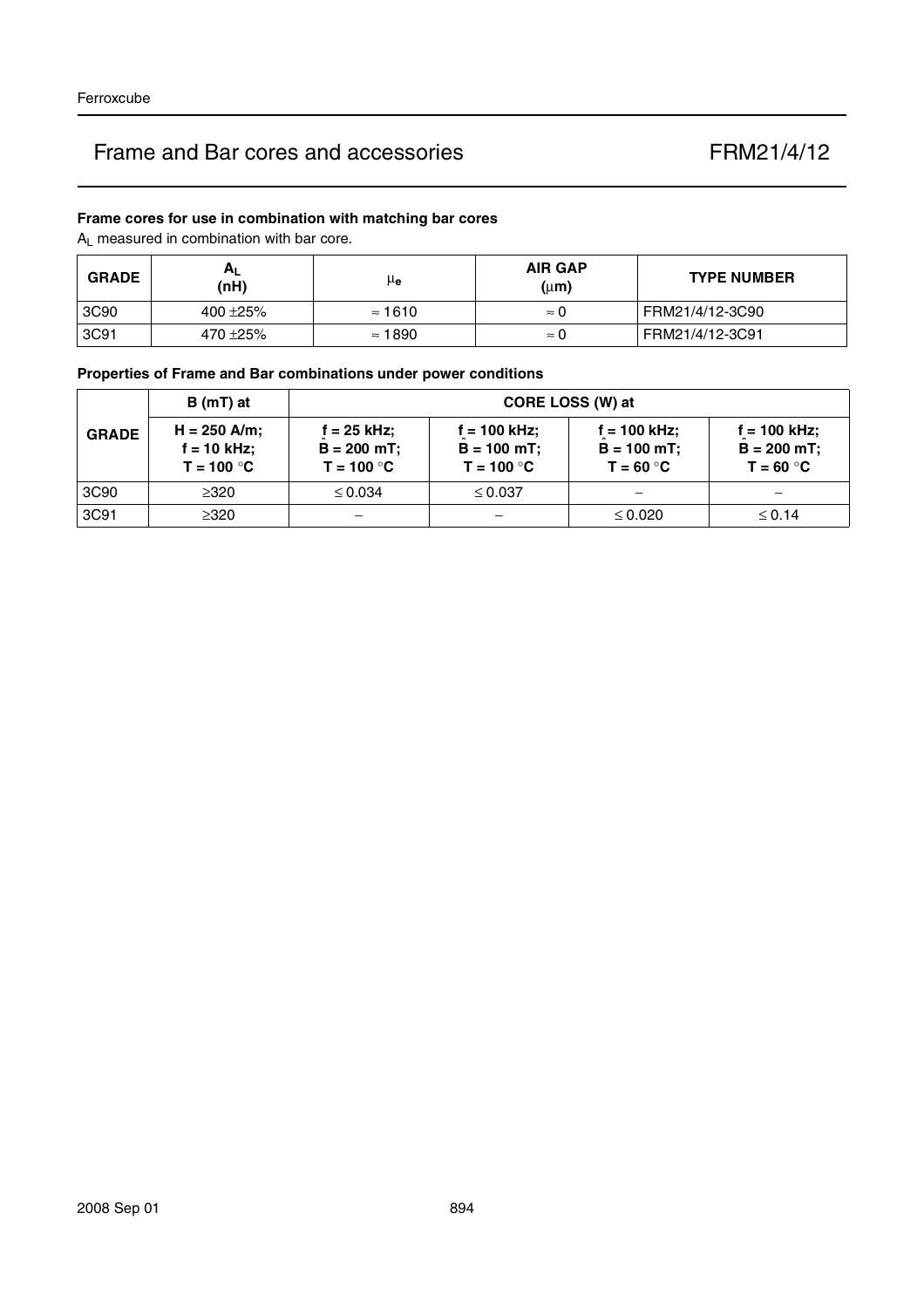# Frame and Bar cores and accessories — FRM21/4/12

### Frame cores for use in combination with matching bar cores

$A_L$ measured in combination with bar core.

| GRADE | $A_L$ (nH) | $\mu_e$ | AIR GAP ($\mu$m) | TYPE NUMBER |
|---|---|---|---|---|
| 3C90 | 400 ±25% | ≈ 1610 | ≈ 0 | FRM21/4/12-3C90 |
| 3C91 | 470 ±25% | ≈ 1890 | ≈ 0 | FRM21/4/12-3C91 |

### Properties of Frame and Bar combinations under power conditions

| GRADE | B (mT) at | CORE LOSS (W) at | | | |
|---|---|---|---|---|---|
| | H = 250 A/m; f = 10 kHz; T = 100 °C | f = 25 kHz; $\hat{B}$ = 200 mT; T = 100 °C | f = 100 kHz; $\hat{B}$ = 100 mT; T = 100 °C | f = 100 kHz; $\hat{B}$ = 100 mT; T = 60 °C | f = 100 kHz; $\hat{B}$ = 200 mT; T = 60 °C |
| 3C90 | ≥320 | ≤ 0.034 | ≤ 0.037 | − | − |
| 3C91 | ≥320 | − | − | ≤ 0.020 | ≤ 0.14 |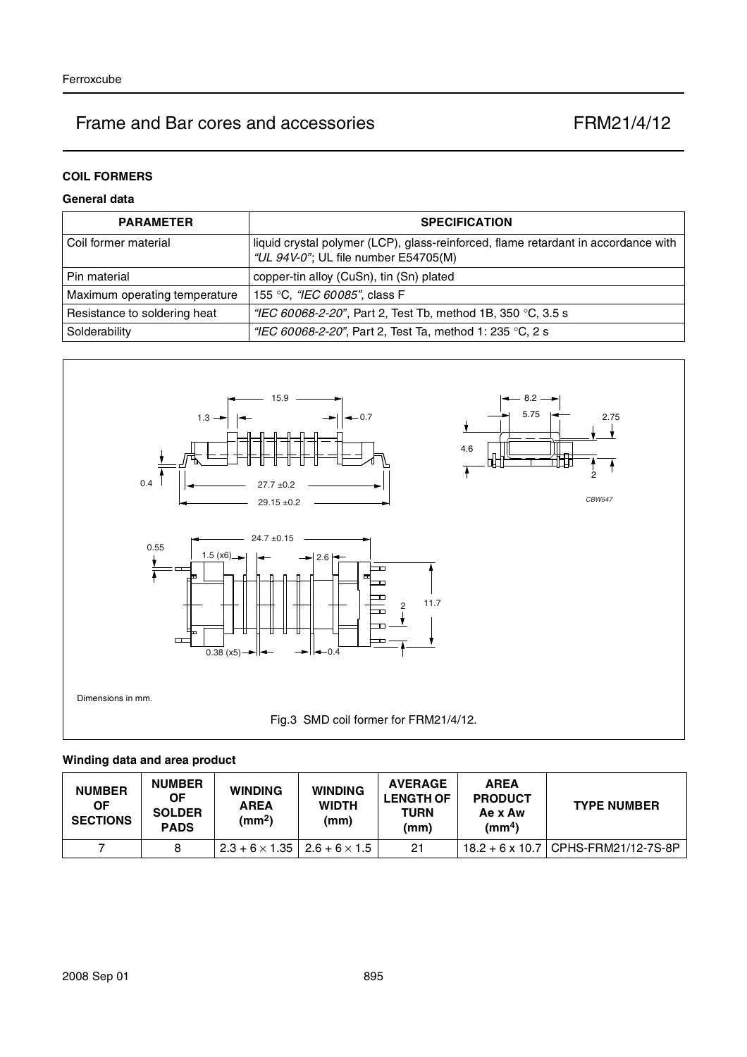# Frame and Bar cores and accessories — FRM21/4/12

## COIL FORMERS

### General data

| PARAMETER | SPECIFICATION |
|---|---|
| Coil former material | liquid crystal polymer (LCP), glass-reinforced, flame retardant in accordance with *"UL 94V-0"*; UL file number E54705(M) |
| Pin material | copper-tin alloy (CuSn), tin (Sn) plated |
| Maximum operating temperature | 155 °C, *"IEC 60085"*, class F |
| Resistance to soldering heat | *"IEC 60068-2-20"*, Part 2, Test Tb, method 1B, 350 °C, 3.5 s |
| Solderability | *"IEC 60068-2-20"*, Part 2, Test Ta, method 1: 235 °C, 2 s |

Dimensions in mm.

Fig.3 SMD coil former for FRM21/4/12.

### Winding data and area product

| NUMBER OF SECTIONS | NUMBER OF SOLDER PADS | WINDING AREA ($mm^2$) | WINDING WIDTH (mm) | AVERAGE LENGTH OF TURN (mm) | AREA PRODUCT Ae x Aw ($mm^4$) | TYPE NUMBER |
|---|---|---|---|---|---|---|
| 7 | 8 | $2.3 + 6 \times 1.35$ | $2.6 + 6 \times 1.5$ | 21 | 18.2 + 6 x 10.7 | CPHS-FRM21/12-7S-8P |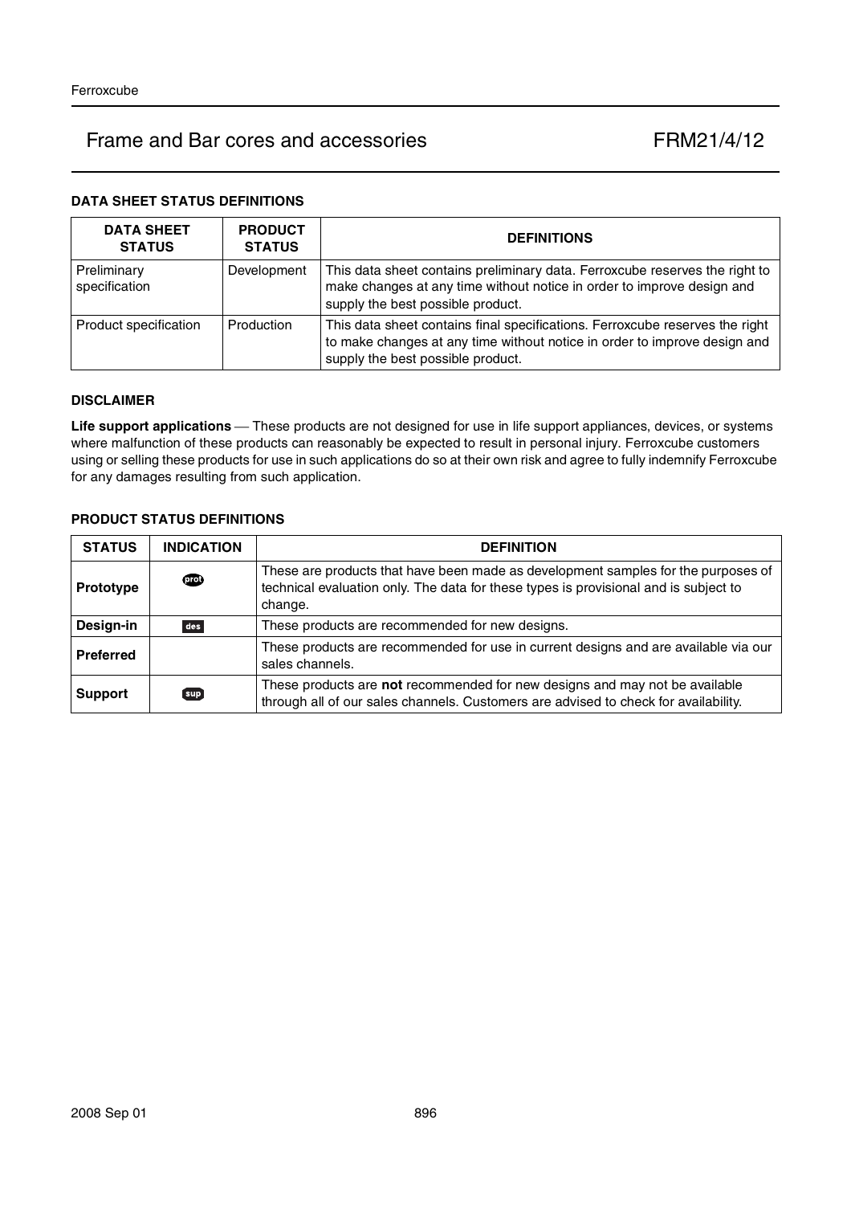## DATA SHEET STATUS DEFINITIONS

| DATA SHEET STATUS | PRODUCT STATUS | DEFINITIONS |
| --- | --- | --- |
| Preliminary specification | Development | This data sheet contains preliminary data. Ferroxcube reserves the right to make changes at any time without notice in order to improve design and supply the best possible product. |
| Product specification | Production | This data sheet contains final specifications. Ferroxcube reserves the right to make changes at any time without notice in order to improve design and supply the best possible product. |

## DISCLAIMER

**Life support applications** — These products are not designed for use in life support appliances, devices, or systems where malfunction of these products can reasonably be expected to result in personal injury. Ferroxcube customers using or selling these products for use in such applications do so at their own risk and agree to fully indemnify Ferroxcube for any damages resulting from such application.

## PRODUCT STATUS DEFINITIONS

| STATUS | INDICATION | DEFINITION |
| --- | --- | --- |
| **Prototype** | prot | These are products that have been made as development samples for the purposes of technical evaluation only. The data for these types is provisional and is subject to change. |
| **Design-in** | des | These products are recommended for new designs. |
| **Preferred** | | These products are recommended for use in current designs and are available via our sales channels. |
| **Support** | sup | These products are **not** recommended for new designs and may not be available through all of our sales channels. Customers are advised to check for availability. |